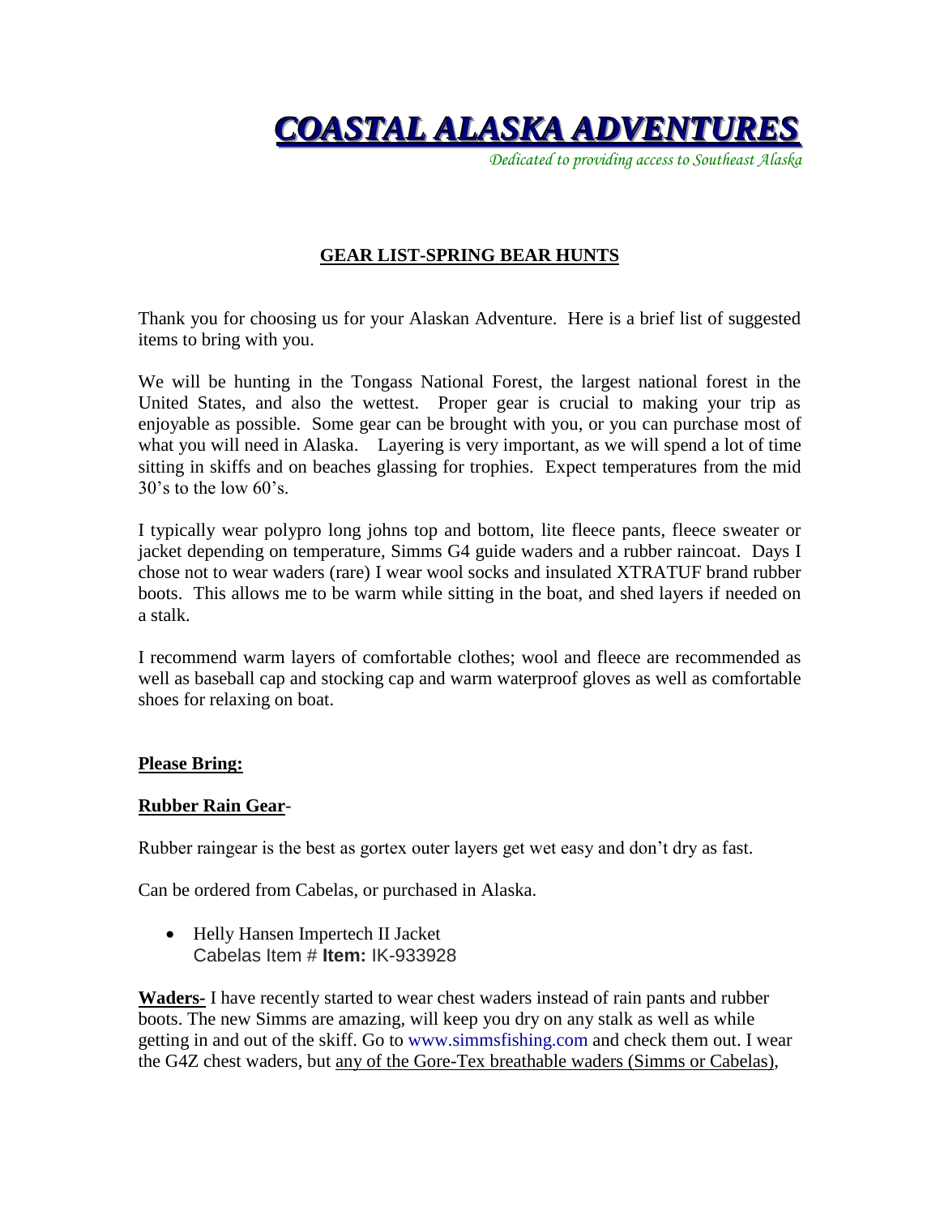# *COASTAL ALASKA ADVENTURES*

*Dedicated to providing access to Southeast Alaska*

## GEAR LIST-SPRING BEAR HUNTS

Thank you for choosing us for your Alaskan Adventure. Here is a brief list of suggested items to bring with you.

We will be hunting in the Tongass National Forest, the largest national forest in the United States, and also the wettest. Proper gear is crucial to making your trip as enjoyable as possible. Some gear can be brought with you, or you can purchase most of what you will need in Alaska. Layering is very important, as we will spend a lot of time sitting in skiffs and on beaches glassing for trophies. Expect temperatures from the mid 30's to the low 60's.

I typically wear polypro long johns top and bottom, lite fleece pants, fleece sweater or jacket depending on temperature, Simms G4 guide waders and a rubber raincoat. Days I chose not to wear waders (rare) I wear wool socks and insulated XTRATUF brand rubber boots. This allows me to be warm while sitting in the boat, and shed layers if needed on a stalk.

I recommend warm layers of comfortable clothes; wool and fleece are recommended as well as baseball cap and stocking cap and warm waterproof gloves as well as comfortable shoes for relaxing on boat.

**Please Bring:**

**Rubber Rain Gear**-

Rubber raingear is the best as gortex outer layers get wet easy and don't dry as fast.

Can be ordered from Cabelas, or purchased in Alaska.

- Helly Hansen Impertech II Jacket
  Cabelas Item # **Item:** IK-933928

**Waders-** I have recently started to wear chest waders instead of rain pants and rubber boots. The new Simms are amazing, will keep you dry on any stalk as well as while getting in and out of the skiff. Go to www.simmsfishing.com and check them out. I wear the G4Z chest waders, but any of the Gore-Tex breathable waders (Simms or Cabelas),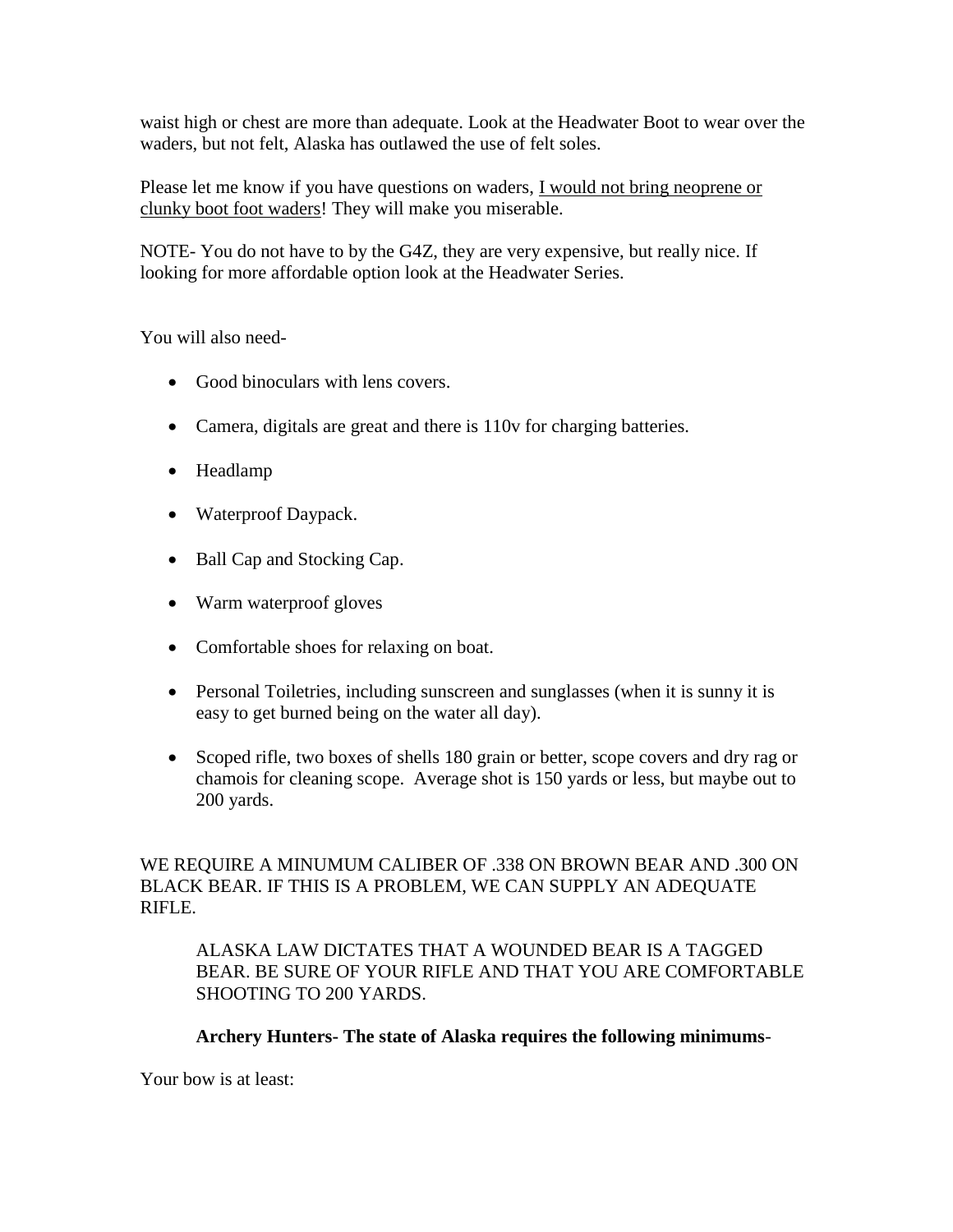waist high or chest are more than adequate. Look at the Headwater Boot to wear over the waders, but not felt, Alaska has outlawed the use of felt soles.

Please let me know if you have questions on waders, <u>I would not bring neoprene or clunky boot foot waders</u>! They will make you miserable.

NOTE- You do not have to by the G4Z, they are very expensive, but really nice. If looking for more affordable option look at the Headwater Series.

You will also need-

- Good binoculars with lens covers.
- Camera, digitals are great and there is 110v for charging batteries.
- Headlamp
- Waterproof Daypack.
- Ball Cap and Stocking Cap.
- Warm waterproof gloves
- Comfortable shoes for relaxing on boat.
- Personal Toiletries, including sunscreen and sunglasses (when it is sunny it is easy to get burned being on the water all day).
- Scoped rifle, two boxes of shells 180 grain or better, scope covers and dry rag or chamois for cleaning scope. Average shot is 150 yards or less, but maybe out to 200 yards.

WE REQUIRE A MINUMUM CALIBER OF .338 ON BROWN BEAR AND .300 ON BLACK BEAR. IF THIS IS A PROBLEM, WE CAN SUPPLY AN ADEQUATE RIFLE.

> ALASKA LAW DICTATES THAT A WOUNDED BEAR IS A TAGGED BEAR. BE SURE OF YOUR RIFLE AND THAT YOU ARE COMFORTABLE SHOOTING TO 200 YARDS.
>
> **Archery Hunters- The state of Alaska requires the following minimums**-

Your bow is at least: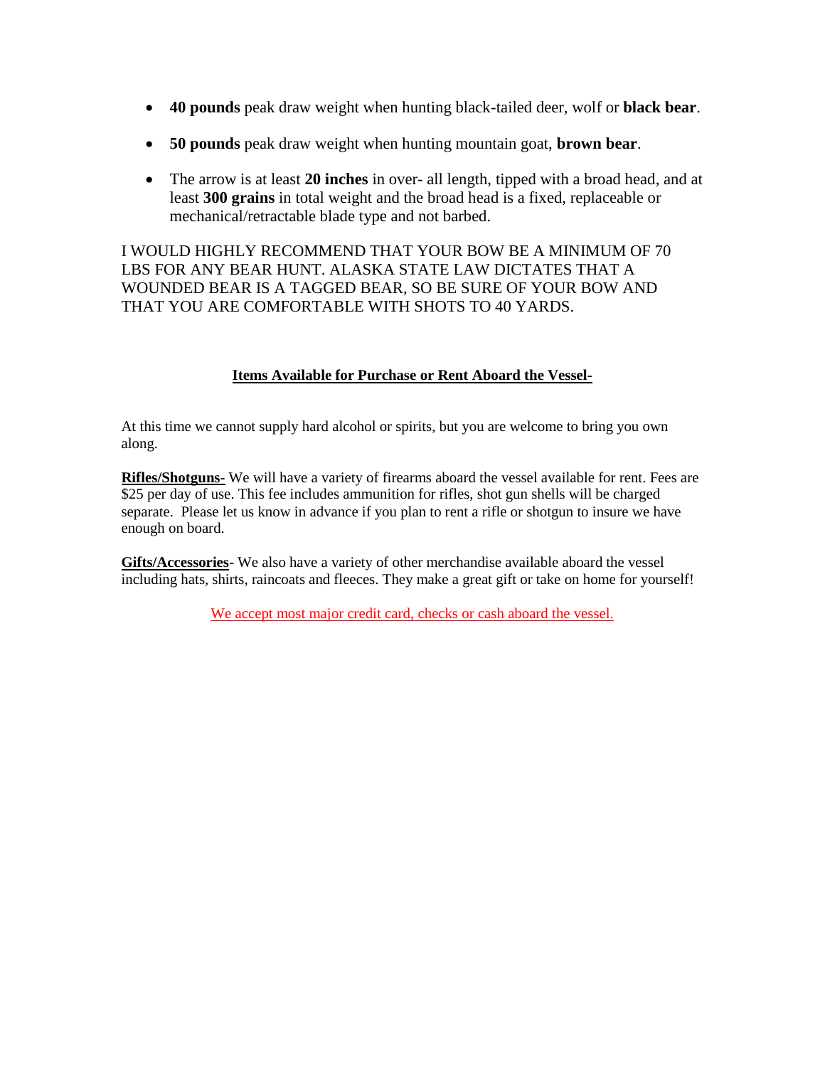- **40 pounds** peak draw weight when hunting black-tailed deer, wolf or **black bear**.
- **50 pounds** peak draw weight when hunting mountain goat, **brown bear**.
- The arrow is at least **20 inches** in over- all length, tipped with a broad head, and at least **300 grains** in total weight and the broad head is a fixed, replaceable or mechanical/retractable blade type and not barbed.

I WOULD HIGHLY RECOMMEND THAT YOUR BOW BE A MINIMUM OF 70 LBS FOR ANY BEAR HUNT. ALASKA STATE LAW DICTATES THAT A WOUNDED BEAR IS A TAGGED BEAR, SO BE SURE OF YOUR BOW AND THAT YOU ARE COMFORTABLE WITH SHOTS TO 40 YARDS.

## Items Available for Purchase or Rent Aboard the Vessel-

At this time we cannot supply hard alcohol or spirits, but you are welcome to bring you own along.

**Rifles/Shotguns-** We will have a variety of firearms aboard the vessel available for rent. Fees are $25 per day of use. This fee includes ammunition for rifles, shot gun shells will be charged separate. Please let us know in advance if you plan to rent a rifle or shotgun to insure we have enough on board.

**Gifts/Accessories**- We also have a variety of other merchandise available aboard the vessel including hats, shirts, raincoats and fleeces. They make a great gift or take on home for yourself!

We accept most major credit card, checks or cash aboard the vessel.